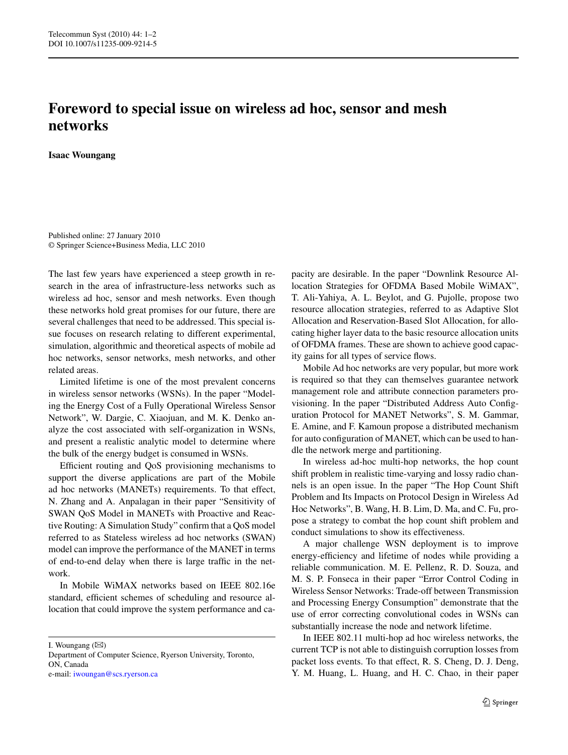# Foreword to special issue on wireless ad hoc, sensor and mesh networks

**Isaac Woungang**

Published online: 27 January 2010
© Springer Science+Business Media, LLC 2010

The last few years have experienced a steep growth in research in the area of infrastructure-less networks such as wireless ad hoc, sensor and mesh networks. Even though these networks hold great promises for our future, there are several challenges that need to be addressed. This special issue focuses on research relating to different experimental, simulation, algorithmic and theoretical aspects of mobile ad hoc networks, sensor networks, mesh networks, and other related areas.

Limited lifetime is one of the most prevalent concerns in wireless sensor networks (WSNs). In the paper "Modeling the Energy Cost of a Fully Operational Wireless Sensor Network", W. Dargie, C. Xiaojuan, and M. K. Denko analyze the cost associated with self-organization in WSNs, and present a realistic analytic model to determine where the bulk of the energy budget is consumed in WSNs.

Efficient routing and QoS provisioning mechanisms to support the diverse applications are part of the Mobile ad hoc networks (MANETs) requirements. To that effect, N. Zhang and A. Anpalagan in their paper "Sensitivity of SWAN QoS Model in MANETs with Proactive and Reactive Routing: A Simulation Study" confirm that a QoS model referred to as Stateless wireless ad hoc networks (SWAN) model can improve the performance of the MANET in terms of end-to-end delay when there is large traffic in the network.

In Mobile WiMAX networks based on IEEE 802.16e standard, efficient schemes of scheduling and resource allocation that could improve the system performance and capacity are desirable. In the paper "Downlink Resource Allocation Strategies for OFDMA Based Mobile WiMAX", T. Ali-Yahiya, A. L. Beylot, and G. Pujolle, propose two resource allocation strategies, referred to as Adaptive Slot Allocation and Reservation-Based Slot Allocation, for allocating higher layer data to the basic resource allocation units of OFDMA frames. These are shown to achieve good capacity gains for all types of service flows.

Mobile Ad hoc networks are very popular, but more work is required so that they can themselves guarantee network management role and attribute connection parameters provisioning. In the paper "Distributed Address Auto Configuration Protocol for MANET Networks", S. M. Gammar, E. Amine, and F. Kamoun propose a distributed mechanism for auto configuration of MANET, which can be used to handle the network merge and partitioning.

In wireless ad-hoc multi-hop networks, the hop count shift problem in realistic time-varying and lossy radio channels is an open issue. In the paper "The Hop Count Shift Problem and Its Impacts on Protocol Design in Wireless Ad Hoc Networks", B. Wang, H. B. Lim, D. Ma, and C. Fu, propose a strategy to combat the hop count shift problem and conduct simulations to show its effectiveness.

A major challenge WSN deployment is to improve energy-efficiency and lifetime of nodes while providing a reliable communication. M. E. Pellenz, R. D. Souza, and M. S. P. Fonseca in their paper "Error Control Coding in Wireless Sensor Networks: Trade-off between Transmission and Processing Energy Consumption" demonstrate that the use of error correcting convolutional codes in WSNs can substantially increase the node and network lifetime.

In IEEE 802.11 multi-hop ad hoc wireless networks, the current TCP is not able to distinguish corruption losses from packet loss events. To that effect, R. S. Cheng, D. J. Deng, Y. M. Huang, L. Huang, and H. C. Chao, in their paper

I. Woungang (✉)
Department of Computer Science, Ryerson University, Toronto, ON, Canada
e-mail: iwoungan@scs.ryerson.ca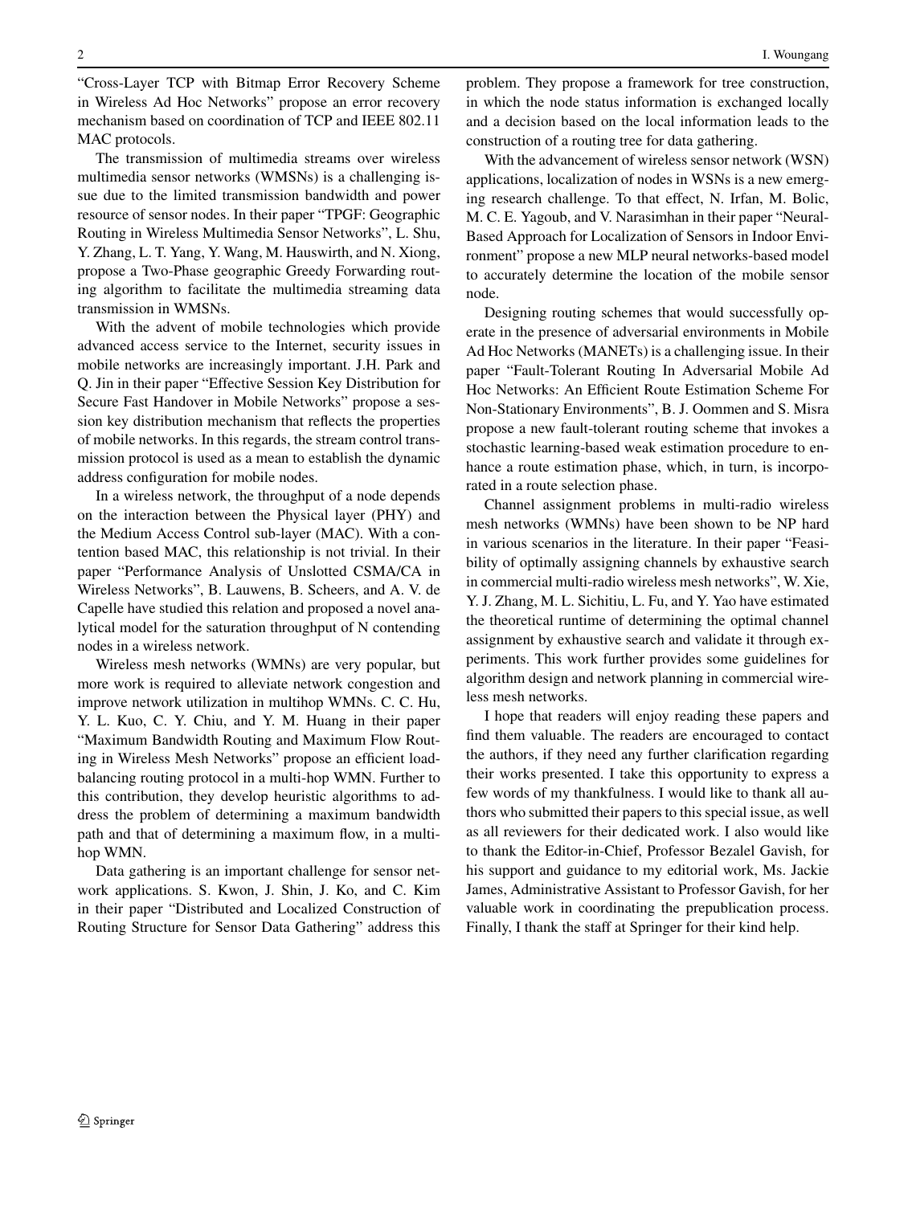"Cross-Layer TCP with Bitmap Error Recovery Scheme in Wireless Ad Hoc Networks" propose an error recovery mechanism based on coordination of TCP and IEEE 802.11 MAC protocols.

The transmission of multimedia streams over wireless multimedia sensor networks (WMSNs) is a challenging issue due to the limited transmission bandwidth and power resource of sensor nodes. In their paper "TPGF: Geographic Routing in Wireless Multimedia Sensor Networks", L. Shu, Y. Zhang, L. T. Yang, Y. Wang, M. Hauswirth, and N. Xiong, propose a Two-Phase geographic Greedy Forwarding routing algorithm to facilitate the multimedia streaming data transmission in WMSNs.

With the advent of mobile technologies which provide advanced access service to the Internet, security issues in mobile networks are increasingly important. J.H. Park and Q. Jin in their paper "Effective Session Key Distribution for Secure Fast Handover in Mobile Networks" propose a session key distribution mechanism that reflects the properties of mobile networks. In this regards, the stream control transmission protocol is used as a mean to establish the dynamic address configuration for mobile nodes.

In a wireless network, the throughput of a node depends on the interaction between the Physical layer (PHY) and the Medium Access Control sub-layer (MAC). With a contention based MAC, this relationship is not trivial. In their paper "Performance Analysis of Unslotted CSMA/CA in Wireless Networks", B. Lauwens, B. Scheers, and A. V. de Capelle have studied this relation and proposed a novel analytical model for the saturation throughput of N contending nodes in a wireless network.

Wireless mesh networks (WMNs) are very popular, but more work is required to alleviate network congestion and improve network utilization in multihop WMNs. C. C. Hu, Y. L. Kuo, C. Y. Chiu, and Y. M. Huang in their paper "Maximum Bandwidth Routing and Maximum Flow Routing in Wireless Mesh Networks" propose an efficient load-balancing routing protocol in a multi-hop WMN. Further to this contribution, they develop heuristic algorithms to address the problem of determining a maximum bandwidth path and that of determining a maximum flow, in a multi-hop WMN.

Data gathering is an important challenge for sensor network applications. S. Kwon, J. Shin, J. Ko, and C. Kim in their paper "Distributed and Localized Construction of Routing Structure for Sensor Data Gathering" address this problem. They propose a framework for tree construction, in which the node status information is exchanged locally and a decision based on the local information leads to the construction of a routing tree for data gathering.

With the advancement of wireless sensor network (WSN) applications, localization of nodes in WSNs is a new emerging research challenge. To that effect, N. Irfan, M. Bolic, M. C. E. Yagoub, and V. Narasimhan in their paper "Neural-Based Approach for Localization of Sensors in Indoor Environment" propose a new MLP neural networks-based model to accurately determine the location of the mobile sensor node.

Designing routing schemes that would successfully operate in the presence of adversarial environments in Mobile Ad Hoc Networks (MANETs) is a challenging issue. In their paper "Fault-Tolerant Routing In Adversarial Mobile Ad Hoc Networks: An Efficient Route Estimation Scheme For Non-Stationary Environments", B. J. Oommen and S. Misra propose a new fault-tolerant routing scheme that invokes a stochastic learning-based weak estimation procedure to enhance a route estimation phase, which, in turn, is incorporated in a route selection phase.

Channel assignment problems in multi-radio wireless mesh networks (WMNs) have been shown to be NP hard in various scenarios in the literature. In their paper "Feasibility of optimally assigning channels by exhaustive search in commercial multi-radio wireless mesh networks", W. Xie, Y. J. Zhang, M. L. Sichitiu, L. Fu, and Y. Yao have estimated the theoretical runtime of determining the optimal channel assignment by exhaustive search and validate it through experiments. This work further provides some guidelines for algorithm design and network planning in commercial wireless mesh networks.

I hope that readers will enjoy reading these papers and find them valuable. The readers are encouraged to contact the authors, if they need any further clarification regarding their works presented. I take this opportunity to express a few words of my thankfulness. I would like to thank all authors who submitted their papers to this special issue, as well as all reviewers for their dedicated work. I also would like to thank the Editor-in-Chief, Professor Bezalel Gavish, for his support and guidance to my editorial work, Ms. Jackie James, Administrative Assistant to Professor Gavish, for her valuable work in coordinating the prepublication process. Finally, I thank the staff at Springer for their kind help.